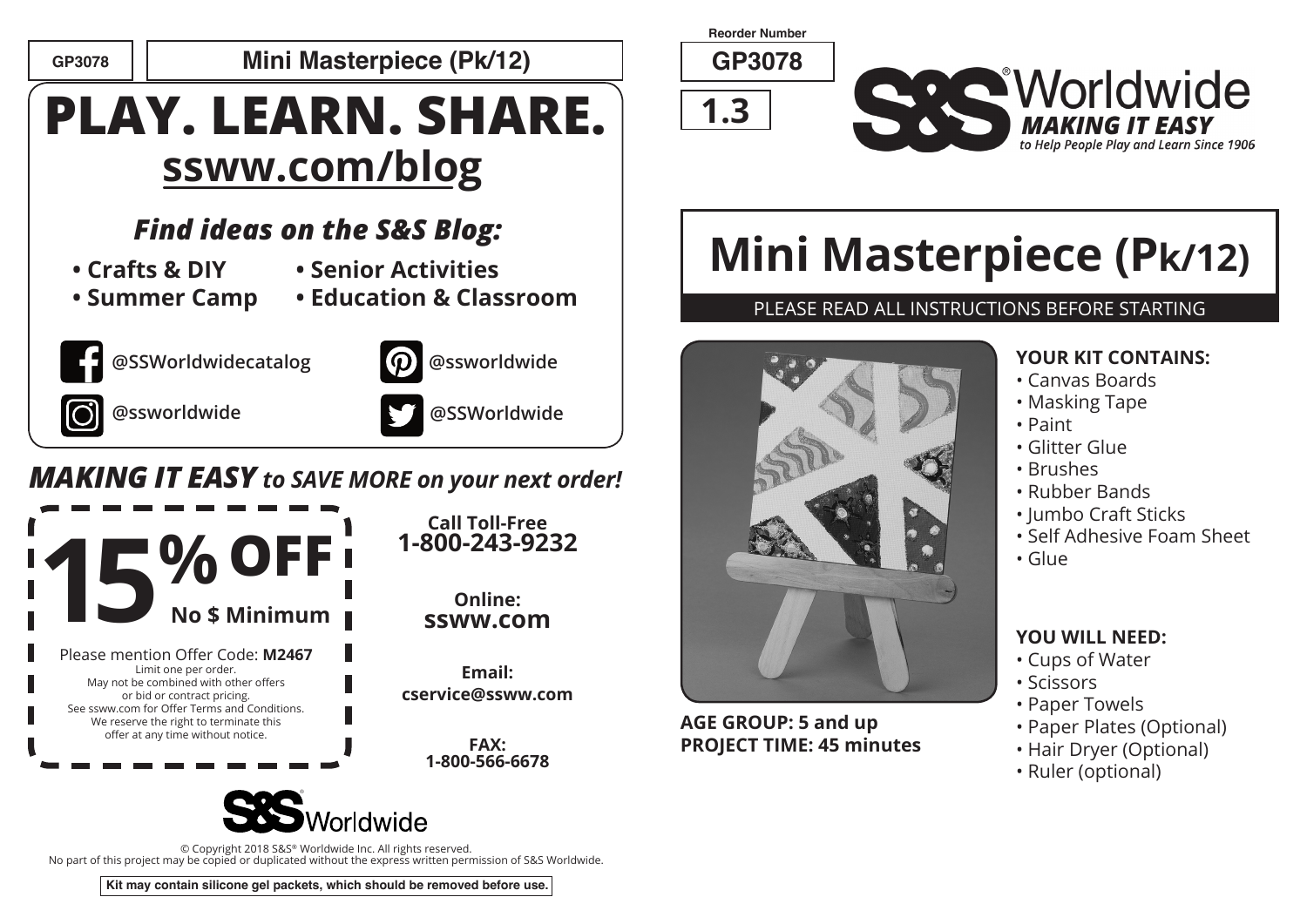GP3078 | Mini Masterpiece (Pk/12)

# PLAY. LEARN. SHARE.

## ssww.com/blog

### *Find ideas on the S&S Blog:*

- **Crafts & DIY**
- **Summer Camp**
- **Senior Activities**
- **Education & Classroom**

@SSWorldwidecatalog

@ssworldwide

@ssworldwide

@SSWorldwide

***MAKING IT EASY** to SAVE MORE on your next order!*

**15% OFF**
**No $ Minimum**

Please mention Offer Code: **M2467**
Limit one per order.
May not be combined with other offers or bid or contract pricing.
See ssww.com for Offer Terms and Conditions.
We reserve the right to terminate this offer at any time without notice.

**Call Toll-Free**
**1-800-243-9232**

**Online:**
**ssww.com**

**Email:**
**cservice@ssww.com**

**FAX:**
**1-800-566-6678**

S&S Worldwide

© Copyright 2018 S&S® Worldwide Inc. All rights reserved.
No part of this project may be copied or duplicated without the express written permission of S&S Worldwide.

**Kit may contain silicone gel packets, which should be removed before use.**

Reorder Number
**GP3078**

**1.3**

S&S® Worldwide
***MAKING IT EASY***
*to Help People Play and Learn Since 1906*

# Mini Masterpiece (Pk/12)

PLEASE READ ALL INSTRUCTIONS BEFORE STARTING

**AGE GROUP: 5 and up**
**PROJECT TIME: 45 minutes**

**YOUR KIT CONTAINS:**

- Canvas Boards
- Masking Tape
- Paint
- Glitter Glue
- Brushes
- Rubber Bands
- Jumbo Craft Sticks
- Self Adhesive Foam Sheet
- Glue

**YOU WILL NEED:**

- Cups of Water
- Scissors
- Paper Towels
- Paper Plates (Optional)
- Hair Dryer (Optional)
- Ruler (optional)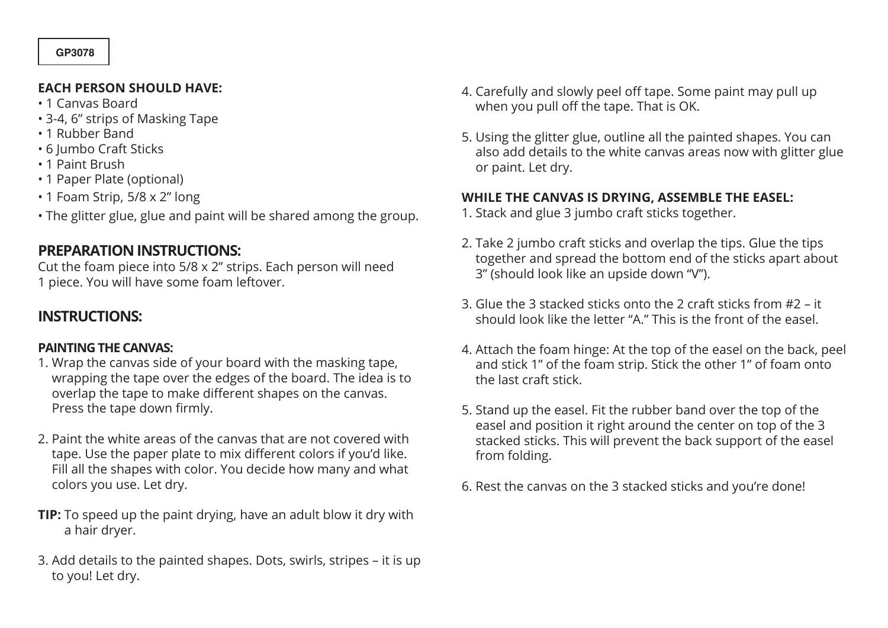GP3078

**EACH PERSON SHOULD HAVE:**

- 1 Canvas Board
- 3-4, 6" strips of Masking Tape
- 1 Rubber Band
- 6 Jumbo Craft Sticks
- 1 Paint Brush
- 1 Paper Plate (optional)
- 1 Foam Strip, 5/8 x 2" long
- The glitter glue, glue and paint will be shared among the group.

## PREPARATION INSTRUCTIONS:

Cut the foam piece into 5/8 x 2" strips. Each person will need 1 piece. You will have some foam leftover.

## INSTRUCTIONS:

### PAINTING THE CANVAS:

1. Wrap the canvas side of your board with the masking tape, wrapping the tape over the edges of the board. The idea is to overlap the tape to make different shapes on the canvas. Press the tape down firmly.

2. Paint the white areas of the canvas that are not covered with tape. Use the paper plate to mix different colors if you'd like. Fill all the shapes with color. You decide how many and what colors you use. Let dry.

**TIP:** To speed up the paint drying, have an adult blow it dry with a hair dryer.

3. Add details to the painted shapes. Dots, swirls, stripes – it is up to you! Let dry.

4. Carefully and slowly peel off tape. Some paint may pull up when you pull off the tape. That is OK.

5. Using the glitter glue, outline all the painted shapes. You can also add details to the white canvas areas now with glitter glue or paint. Let dry.

**WHILE THE CANVAS IS DRYING, ASSEMBLE THE EASEL:**

1. Stack and glue 3 jumbo craft sticks together.

2. Take 2 jumbo craft sticks and overlap the tips. Glue the tips together and spread the bottom end of the sticks apart about 3" (should look like an upside down "V").

3. Glue the 3 stacked sticks onto the 2 craft sticks from #2 – it should look like the letter "A." This is the front of the easel.

4. Attach the foam hinge: At the top of the easel on the back, peel and stick 1" of the foam strip. Stick the other 1" of foam onto the last craft stick.

5. Stand up the easel. Fit the rubber band over the top of the easel and position it right around the center on top of the 3 stacked sticks. This will prevent the back support of the easel from folding.

6. Rest the canvas on the 3 stacked sticks and you're done!